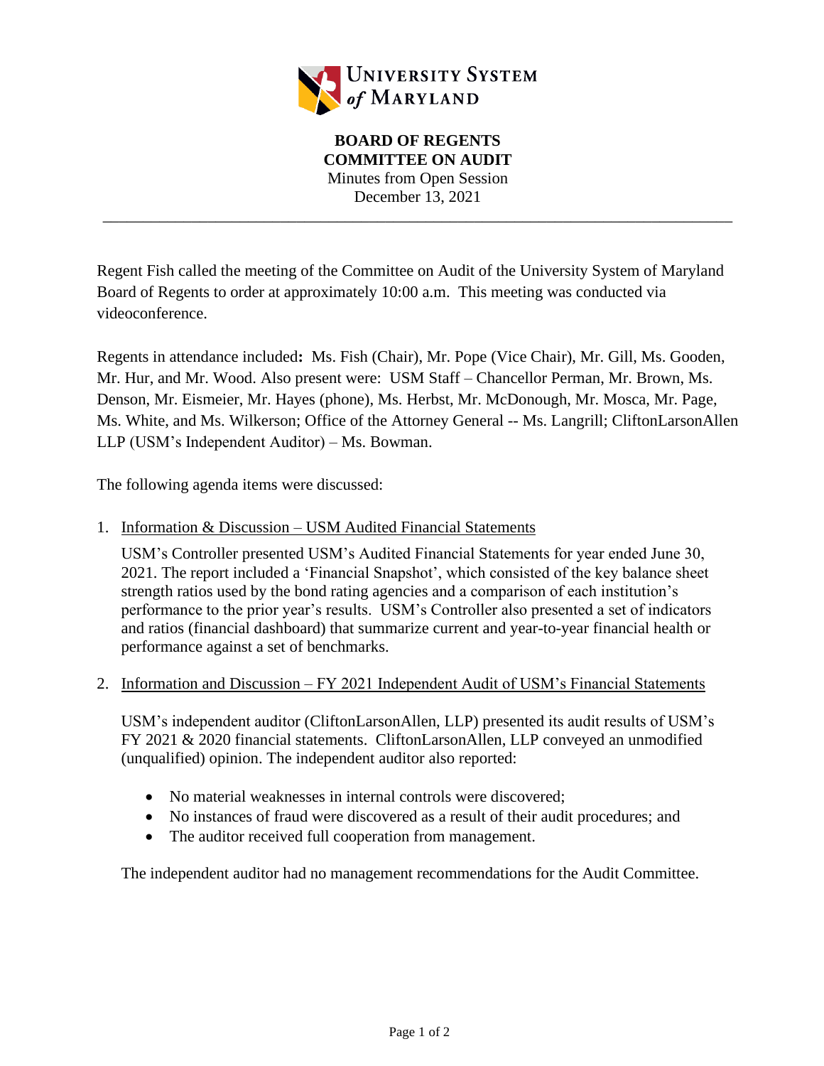UNIVERSITY SYSTEM of MARYLAND

# BOARD OF REGENTS
# COMMITTEE ON AUDIT

Minutes from Open Session
December 13, 2021

---

Regent Fish called the meeting of the Committee on Audit of the University System of Maryland Board of Regents to order at approximately 10:00 a.m. This meeting was conducted via videoconference.

Regents in attendance included**:** Ms. Fish (Chair), Mr. Pope (Vice Chair), Mr. Gill, Ms. Gooden, Mr. Hur, and Mr. Wood. Also present were: USM Staff – Chancellor Perman, Mr. Brown, Ms. Denson, Mr. Eismeier, Mr. Hayes (phone), Ms. Herbst, Mr. McDonough, Mr. Mosca, Mr. Page, Ms. White, and Ms. Wilkerson; Office of the Attorney General -- Ms. Langrill; CliftonLarsonAllen LLP (USM's Independent Auditor) – Ms. Bowman.

The following agenda items were discussed:

1. Information & Discussion – USM Audited Financial Statements

   USM's Controller presented USM's Audited Financial Statements for year ended June 30, 2021. The report included a 'Financial Snapshot', which consisted of the key balance sheet strength ratios used by the bond rating agencies and a comparison of each institution's performance to the prior year's results. USM's Controller also presented a set of indicators and ratios (financial dashboard) that summarize current and year-to-year financial health or performance against a set of benchmarks.

2. Information and Discussion – FY 2021 Independent Audit of USM's Financial Statements

   USM's independent auditor (CliftonLarsonAllen, LLP) presented its audit results of USM's FY 2021 & 2020 financial statements. CliftonLarsonAllen, LLP conveyed an unmodified (unqualified) opinion. The independent auditor also reported:

   - No material weaknesses in internal controls were discovered;
   - No instances of fraud were discovered as a result of their audit procedures; and
   - The auditor received full cooperation from management.

   The independent auditor had no management recommendations for the Audit Committee.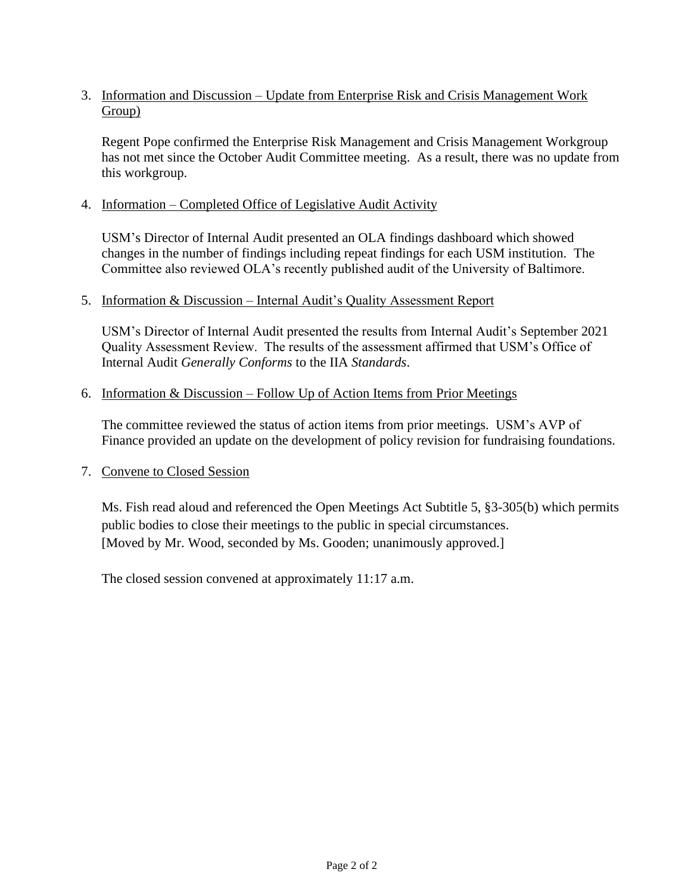3. Information and Discussion – Update from Enterprise Risk and Crisis Management Work Group)

   Regent Pope confirmed the Enterprise Risk Management and Crisis Management Workgroup has not met since the October Audit Committee meeting. As a result, there was no update from this workgroup.

4. Information – Completed Office of Legislative Audit Activity

   USM's Director of Internal Audit presented an OLA findings dashboard which showed changes in the number of findings including repeat findings for each USM institution. The Committee also reviewed OLA's recently published audit of the University of Baltimore.

5. Information & Discussion – Internal Audit's Quality Assessment Report

   USM's Director of Internal Audit presented the results from Internal Audit's September 2021 Quality Assessment Review. The results of the assessment affirmed that USM's Office of Internal Audit *Generally Conforms* to the IIA *Standards*.

6. Information & Discussion – Follow Up of Action Items from Prior Meetings

   The committee reviewed the status of action items from prior meetings. USM's AVP of Finance provided an update on the development of policy revision for fundraising foundations.

7. Convene to Closed Session

   Ms. Fish read aloud and referenced the Open Meetings Act Subtitle 5, §3-305(b) which permits public bodies to close their meetings to the public in special circumstances.
   [Moved by Mr. Wood, seconded by Ms. Gooden; unanimously approved.]

   The closed session convened at approximately 11:17 a.m.